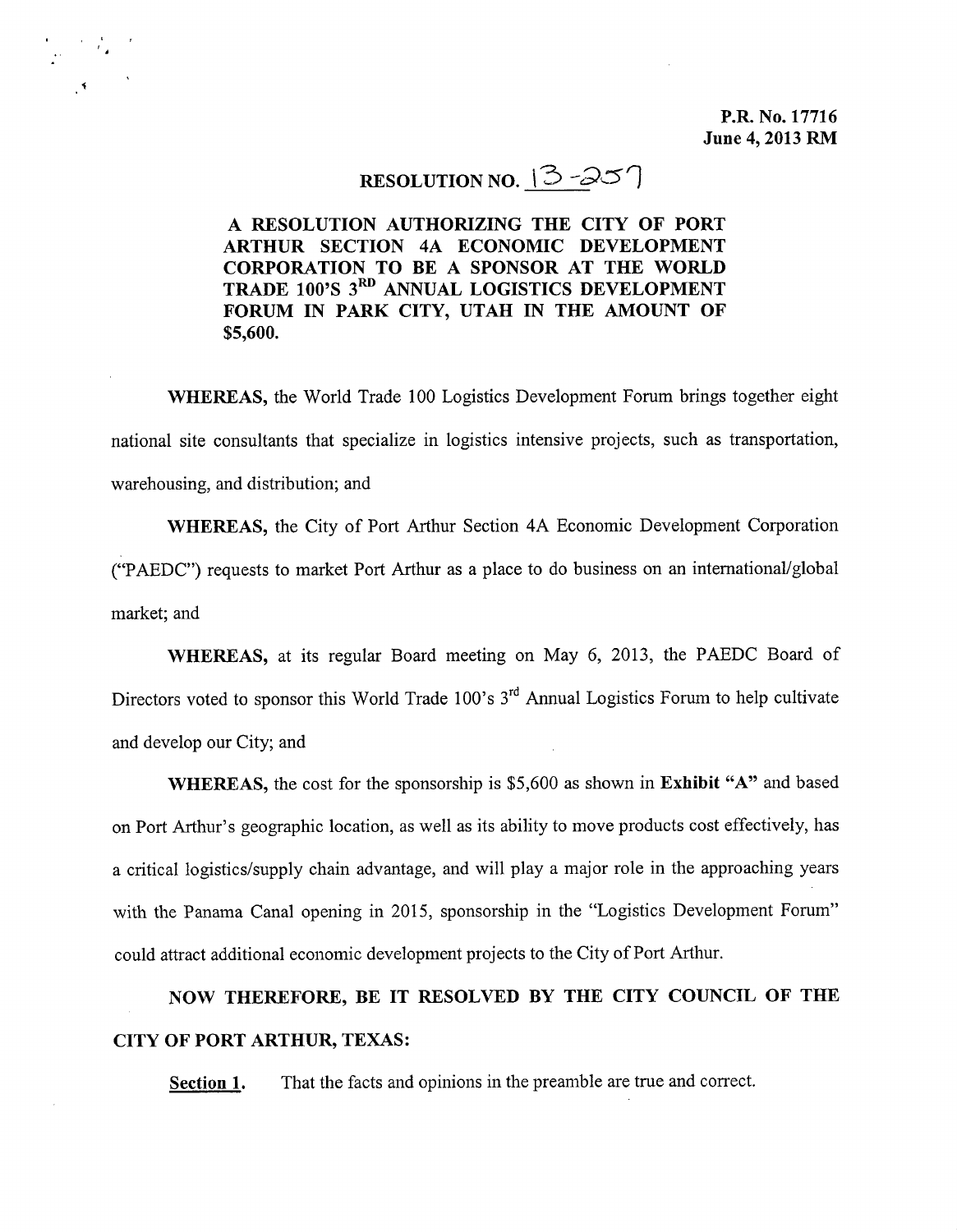**P.R. No. 17716**
**June 4, 2013 RM**

# RESOLUTION NO. 13-257

**A RESOLUTION AUTHORIZING THE CITY OF PORT ARTHUR SECTION 4A ECONOMIC DEVELOPMENT CORPORATION TO BE A SPONSOR AT THE WORLD TRADE 100'S 3RD ANNUAL LOGISTICS DEVELOPMENT FORUM IN PARK CITY, UTAH IN THE AMOUNT OF $5,600.**

**WHEREAS,** the World Trade 100 Logistics Development Forum brings together eight national site consultants that specialize in logistics intensive projects, such as transportation, warehousing, and distribution; and

**WHEREAS,** the City of Port Arthur Section 4A Economic Development Corporation ("PAEDC") requests to market Port Arthur as a place to do business on an international/global market; and

**WHEREAS,** at its regular Board meeting on May 6, 2013, the PAEDC Board of Directors voted to sponsor this World Trade 100's 3rd Annual Logistics Forum to help cultivate and develop our City; and

**WHEREAS,** the cost for the sponsorship is $5,600 as shown in **Exhibit "A"** and based on Port Arthur's geographic location, as well as its ability to move products cost effectively, has a critical logistics/supply chain advantage, and will play a major role in the approaching years with the Panama Canal opening in 2015, sponsorship in the "Logistics Development Forum" could attract additional economic development projects to the City of Port Arthur.

**NOW THEREFORE, BE IT RESOLVED BY THE CITY COUNCIL OF THE CITY OF PORT ARTHUR, TEXAS:**

**Section 1.** That the facts and opinions in the preamble are true and correct.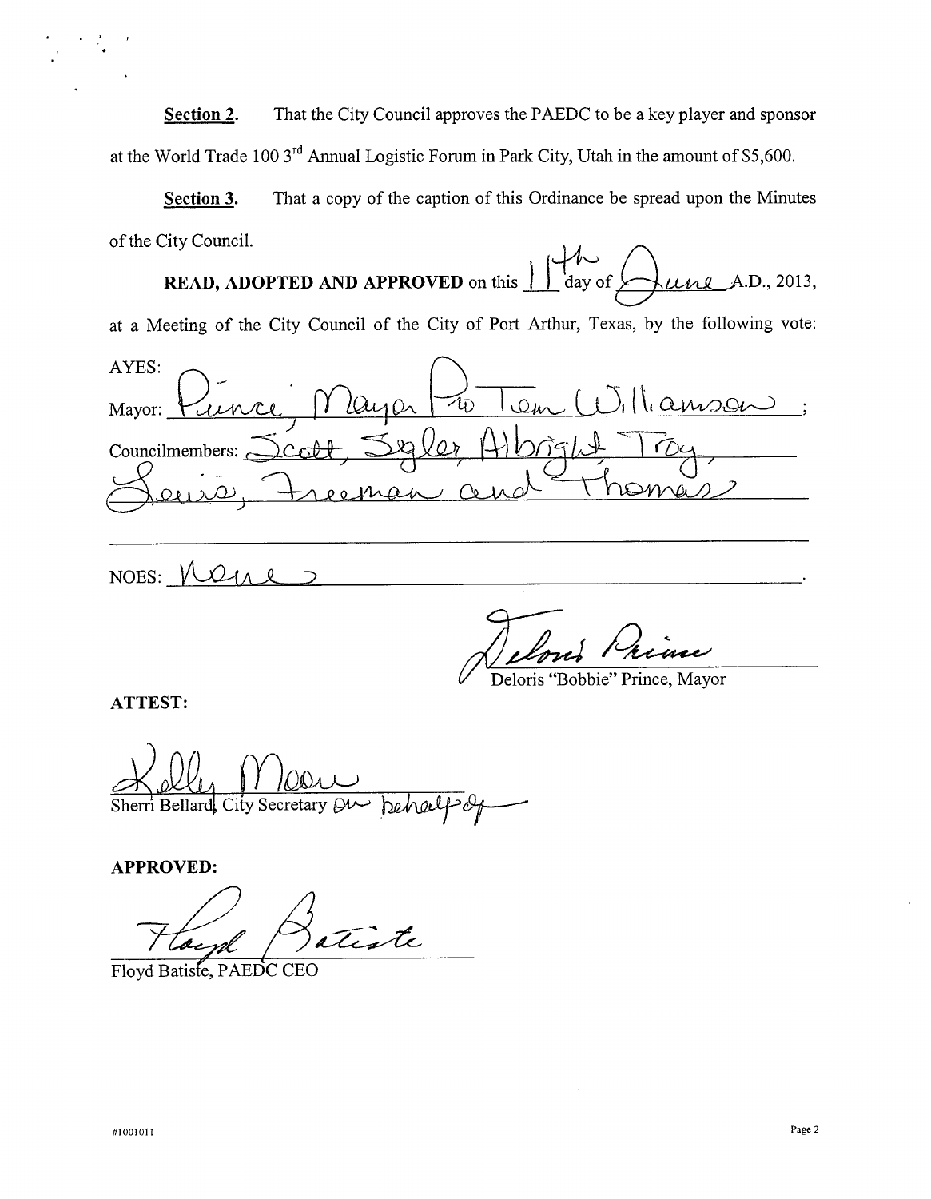**Section 2.** That the City Council approves the PAEDC to be a key player and sponsor at the World Trade 100 3rd Annual Logistic Forum in Park City, Utah in the amount of $5,600.

**Section 3.** That a copy of the caption of this Ordinance be spread upon the Minutes of the City Council.

**READ, ADOPTED AND APPROVED** on this 11th day of June A.D., 2013, at a Meeting of the City Council of the City of Port Arthur, Texas, by the following vote:

AYES:

Mayor: Prince, Mayor Pro Tem Williamson;

Councilmembers: Scott, Segler, Albright, Troy, Lewis, Freeman and Thomas

NOES: None.

Deloris "Bobbie" Prince, Mayor

**ATTEST:**

Kelly Moore

Sherri Bellard, City Secretary on behalf of

**APPROVED:**

Floyd Batiste

Floyd Batiste, PAEDC CEO

#1001011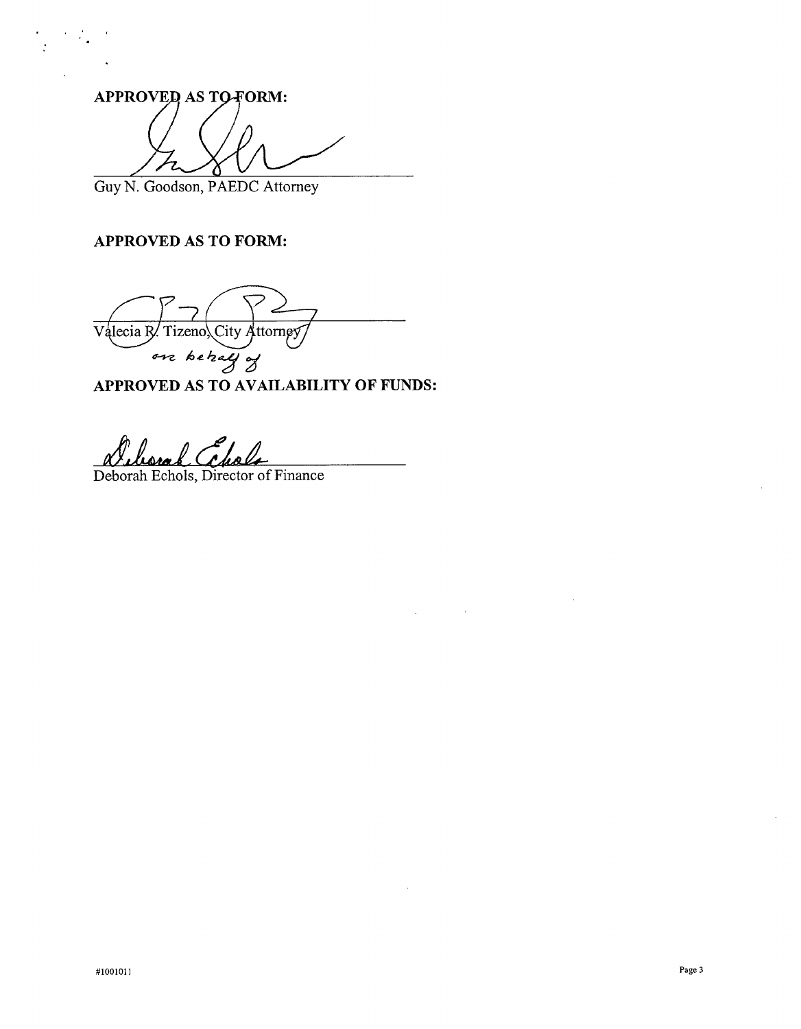**APPROVED AS TO FORM:**

Guy N. Goodson, PAEDC Attorney

**APPROVED AS TO FORM:**

Valecia R. Tizeno, City Attorney

on behalf of

**APPROVED AS TO AVAILABILITY OF FUNDS:**

Deborah Echols, Director of Finance

#1001011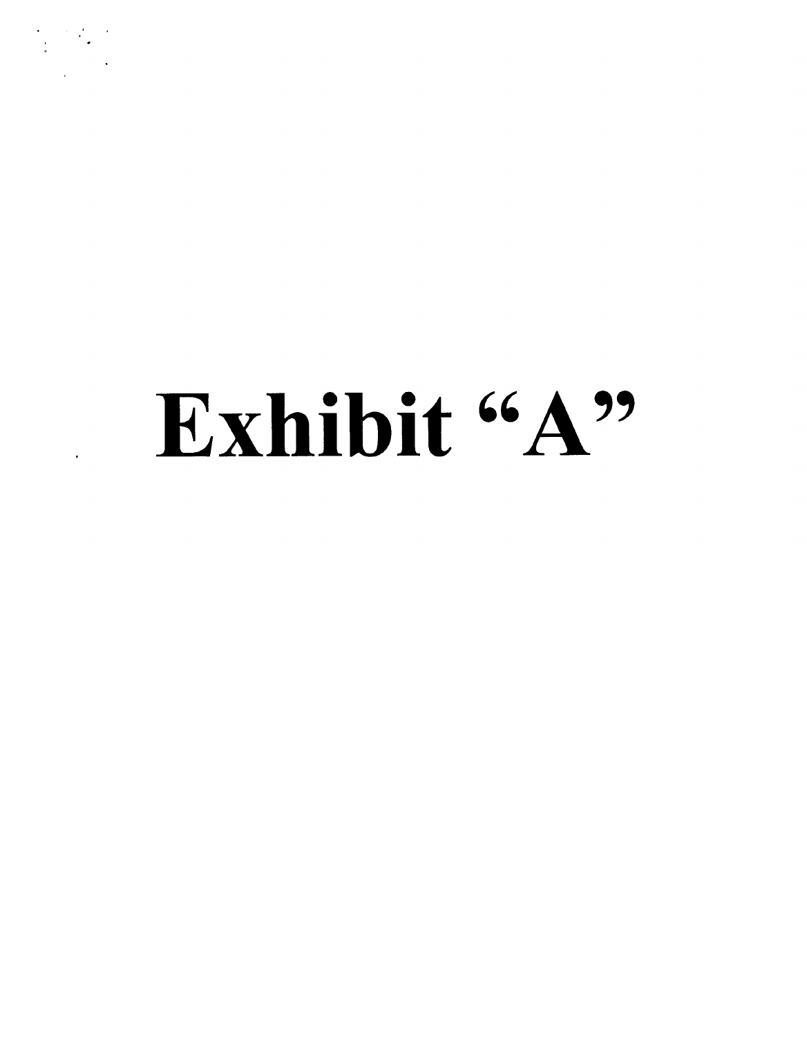# Exhibit "A"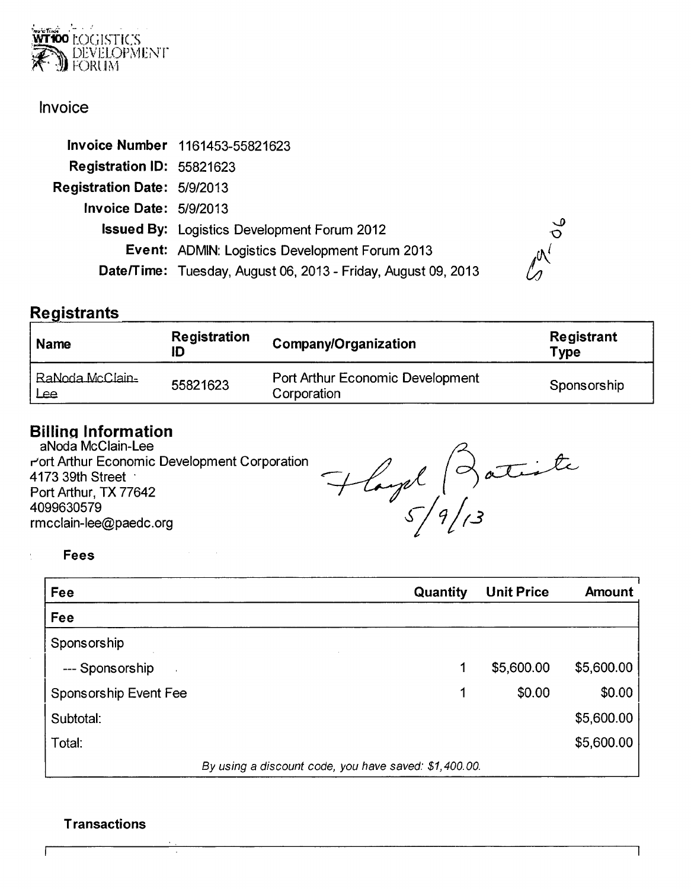WT100 LOGISTICS DEVELOPMENT FORUM

# Invoice

**Invoice Number** 1161453-55821623
**Registration ID:** 55821623
**Registration Date:** 5/9/2013
**Invoice Date:** 5/9/2013
**Issued By:** Logistics Development Forum 2012
**Event:** ADMIN: Logistics Development Forum 2013
**Date/Time:** Tuesday, August 06, 2013 - Friday, August 09, 2013

## Registrants

| Name | Registration ID | Company/Organization | Registrant Type |
| --- | --- | --- | --- |
| RaNoda McClain-Lee | 55821623 | Port Arthur Economic Development Corporation | Sponsorship |

## Billing Information

aNoda McClain-Lee
Port Arthur Economic Development Corporation
4173 39th Street
Port Arthur, TX 77642
4099630579
rmcclain-lee@paedc.org

Floyd Batiste
5/9/13

**Fees**

| Fee | Quantity | Unit Price | Amount |
| --- | --- | --- | --- |
| **Fee** | | | |
| Sponsorship | | | |
| --- Sponsorship | 1 | $5,600.00 | $5,600.00 |
| Sponsorship Event Fee | 1 | $0.00 | $0.00 |
| Subtotal: | | | $5,600.00 |
| Total: | | | $5,600.00 |
| *By using a discount code, you have saved: $1,400.00.* | | | |

**Transactions**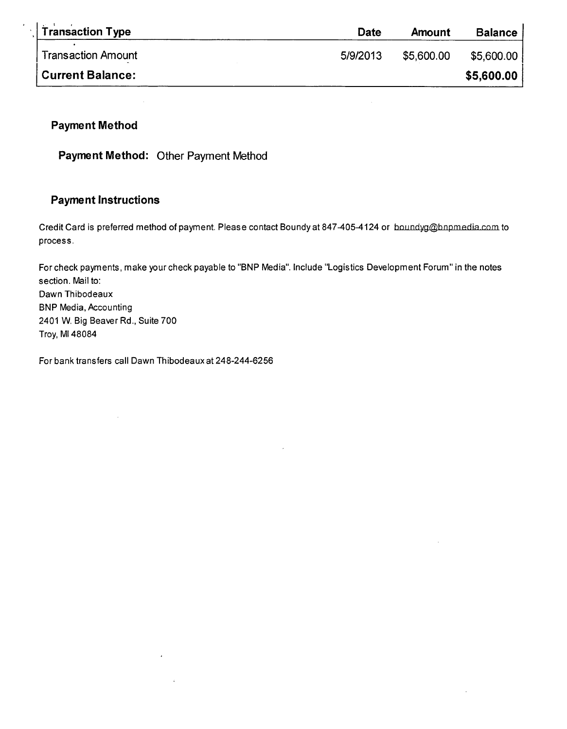| Transaction Type | Date | Amount | Balance |
| --- | --- | --- | --- |
| Transaction Amount | 5/9/2013 | $5,600.00 | $5,600.00 |
| **Current Balance:** | | | **$5,600.00** |

## Payment Method

**Payment Method:** Other Payment Method

## Payment Instructions

Credit Card is preferred method of payment. Please contact Boundy at 847-405-4124 or boundyg@bnpmedia.com to process.

For check payments, make your check payable to "BNP Media". Include "Logistics Development Forum" in the notes section. Mail to:
Dawn Thibodeaux
BNP Media, Accounting
2401 W. Big Beaver Rd., Suite 700
Troy, MI 48084

For bank transfers call Dawn Thibodeaux at 248-244-6256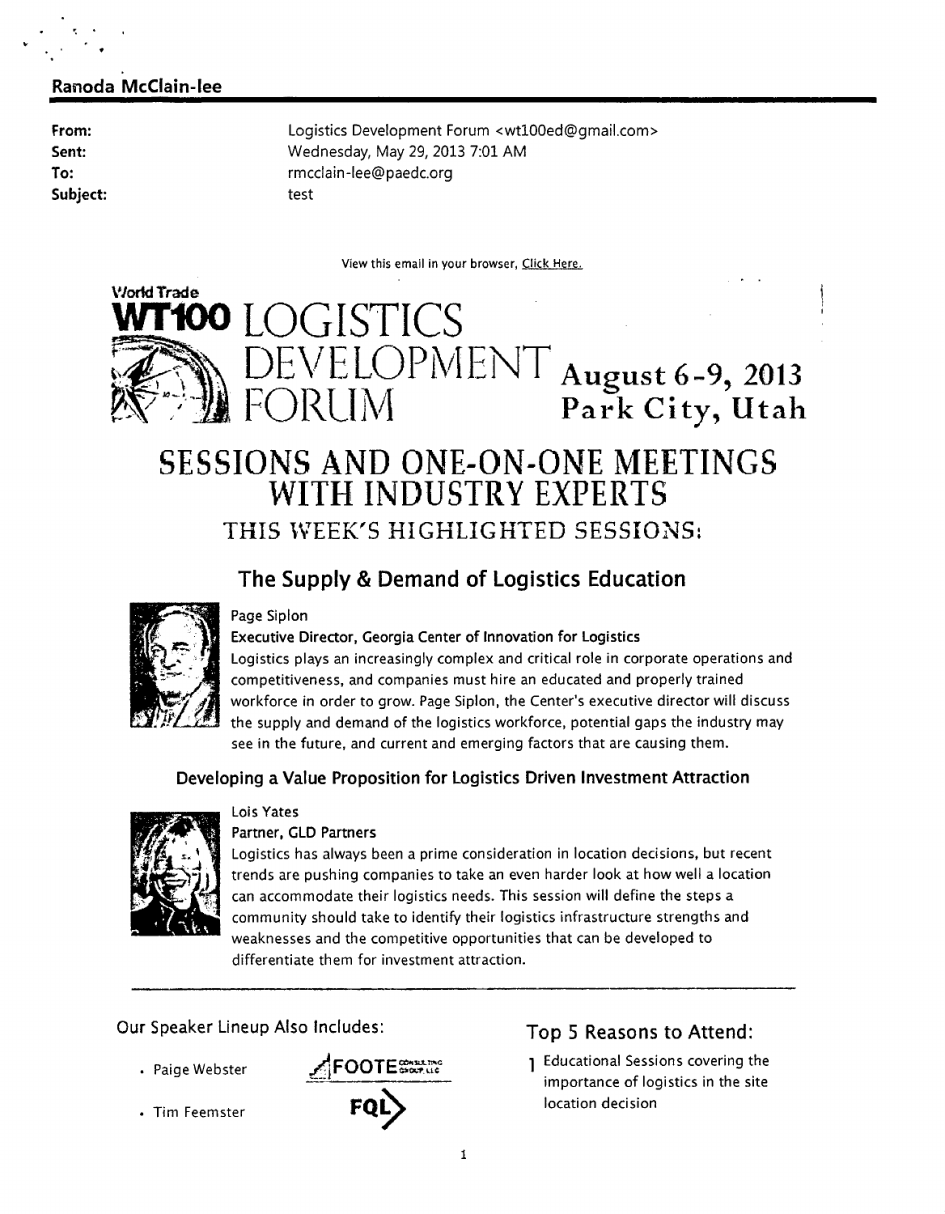**Ranoda McClain-lee**

| | |
|---|---|
| **From:** | Logistics Development Forum <wt100ed@gmail.com> |
| **Sent:** | Wednesday, May 29, 2013 7:01 AM |
| **To:** | rmcclain-lee@paedc.org |
| **Subject:** | test |

View this email in your browser, Click Here.

World Trade

# WT100 LOGISTICS DEVELOPMENT FORUM

**August 6-9, 2013**
**Park City, Utah**

# SESSIONS AND ONE-ON-ONE MEETINGS WITH INDUSTRY EXPERTS

## THIS WEEK'S HIGHLIGHTED SESSIONS:

### The Supply & Demand of Logistics Education

Page Siplon

**Executive Director, Georgia Center of Innovation for Logistics**

Logistics plays an increasingly complex and critical role in corporate operations and competitiveness, and companies must hire an educated and properly trained workforce in order to grow. Page Siplon, the Center's executive director will discuss the supply and demand of the logistics workforce, potential gaps the industry may see in the future, and current and emerging factors that are causing them.

### Developing a Value Proposition for Logistics Driven Investment Attraction

Lois Yates

**Partner, GLD Partners**

Logistics has always been a prime consideration in location decisions, but recent trends are pushing companies to take an even harder look at how well a location can accommodate their logistics needs. This session will define the steps a community should take to identify their logistics infrastructure strengths and weaknesses and the competitive opportunities that can be developed to differentiate them for investment attraction.

---

Our Speaker Lineup Also Includes:

- Paige Webster
- Tim Feemster

FOOTE CONSULTING GROUP, LLC

FQL

### Top 5 Reasons to Attend:

1. Educational Sessions covering the importance of logistics in the site location decision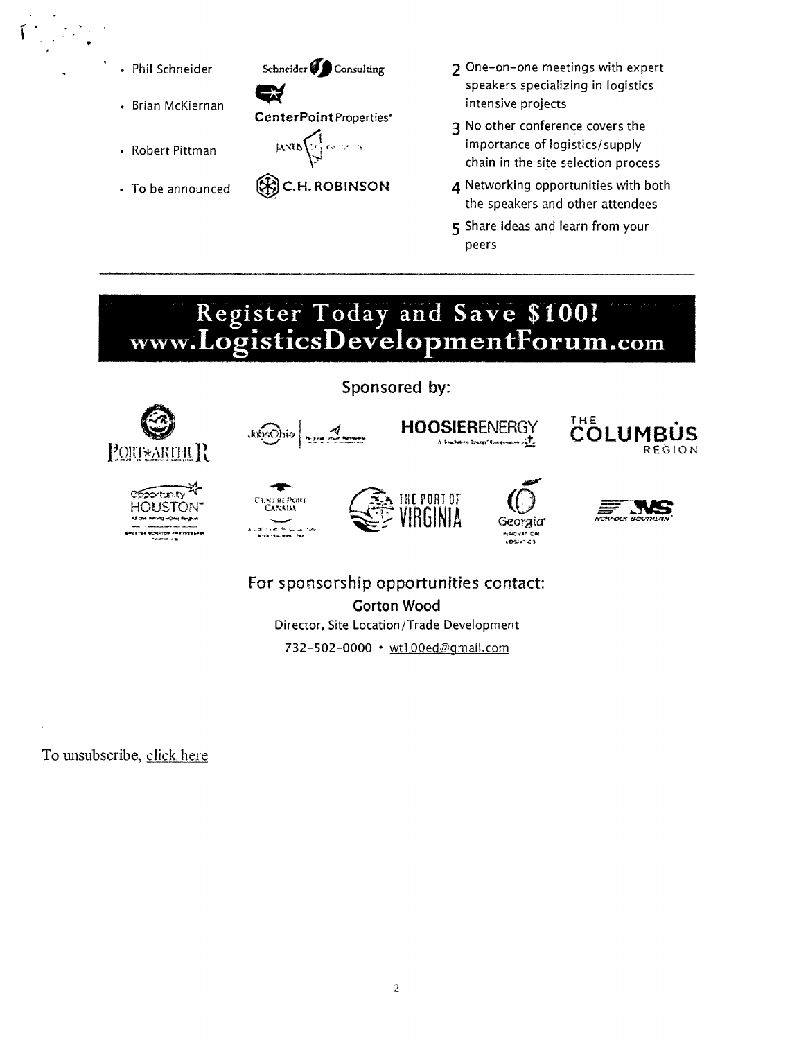- Phil Schneider — Schneider Consulting
- Brian McKiernan — CenterPoint Properties
- Robert Pittman — Janus
- To be announced — C.H. ROBINSON

2 One-on-one meetings with expert speakers specializing in logistics intensive projects

3 No other conference covers the importance of logistics/supply chain in the site selection process

4 Networking opportunities with both the speakers and other attendees

5 Share ideas and learn from your peers

---

# Register Today and Save $100!
# www.LogisticsDevelopmentForum.com

## Sponsored by:

PORT ARTHUR

JobsOhio

HOOSIERENERGY

THE COLUMBUS REGION

Opportunity HOUSTON

CentrePort Canada

THE PORT OF VIRGINIA

Georgia

Norfolk Southern

### For sponsorship opportunities contact:

**Gorton Wood**

Director, Site Location/Trade Development

732-502-0000 • wt100ed@gmail.com

To unsubscribe, click here